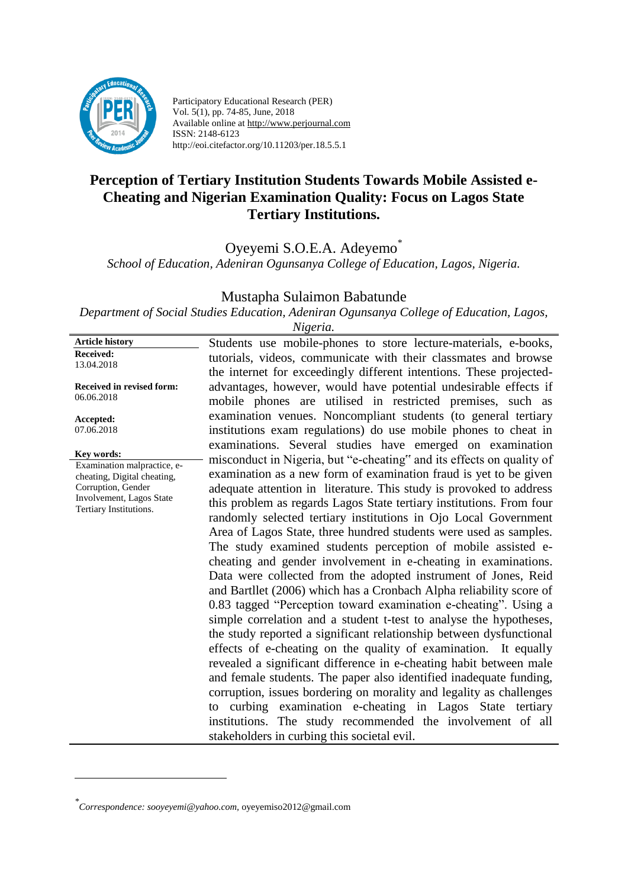Participatory Educational Research (PER)
Vol. 5(1), pp. 74-85, June, 2018
Available online at http://www.perjournal.com
ISSN: 2148-6123
http://eoi.citefactor.org/10.11203/per.18.5.5.1

# Perception of Tertiary Institution Students Towards Mobile Assisted e-Cheating and Nigerian Examination Quality: Focus on Lagos State Tertiary Institutions.

Oyeyemi S.O.E.A. Adeyemo*

*School of Education, Adeniran Ogunsanya College of Education, Lagos, Nigeria.*

Mustapha Sulaimon Babatunde

*Department of Social Studies Education, Adeniran Ogunsanya College of Education, Lagos, Nigeria.*

**Article history**
**Received:**
13.04.2018

**Received in revised form:**
06.06.2018

**Accepted:**
07.06.2018

**Key words:**
Examination malpractice, e-cheating, Digital cheating, Corruption, Gender Involvement, Lagos State Tertiary Institutions.

Students use mobile-phones to store lecture-materials, e-books, tutorials, videos, communicate with their classmates and browse the internet for exceedingly different intentions. These projected-advantages, however, would have potential undesirable effects if mobile phones are utilised in restricted premises, such as examination venues. Noncompliant students (to general tertiary institutions exam regulations) do use mobile phones to cheat in examinations. Several studies have emerged on examination misconduct in Nigeria, but "e-cheating" and its effects on quality of examination as a new form of examination fraud is yet to be given adequate attention in literature. This study is provoked to address this problem as regards Lagos State tertiary institutions. From four randomly selected tertiary institutions in Ojo Local Government Area of Lagos State, three hundred students were used as samples. The study examined students perception of mobile assisted e-cheating and gender involvement in e-cheating in examinations. Data were collected from the adopted instrument of Jones, Reid and Bartllet (2006) which has a Cronbach Alpha reliability score of 0.83 tagged "Perception toward examination e-cheating". Using a simple correlation and a student t-test to analyse the hypotheses, the study reported a significant relationship between dysfunctional effects of e-cheating on the quality of examination. It equally revealed a significant difference in e-cheating habit between male and female students. The paper also identified inadequate funding, corruption, issues bordering on morality and legality as challenges to curbing examination e-cheating in Lagos State tertiary institutions. The study recommended the involvement of all stakeholders in curbing this societal evil.

---

* *Correspondence: sooyeyemi@yahoo.com,* oyeyemiso2012@gmail.com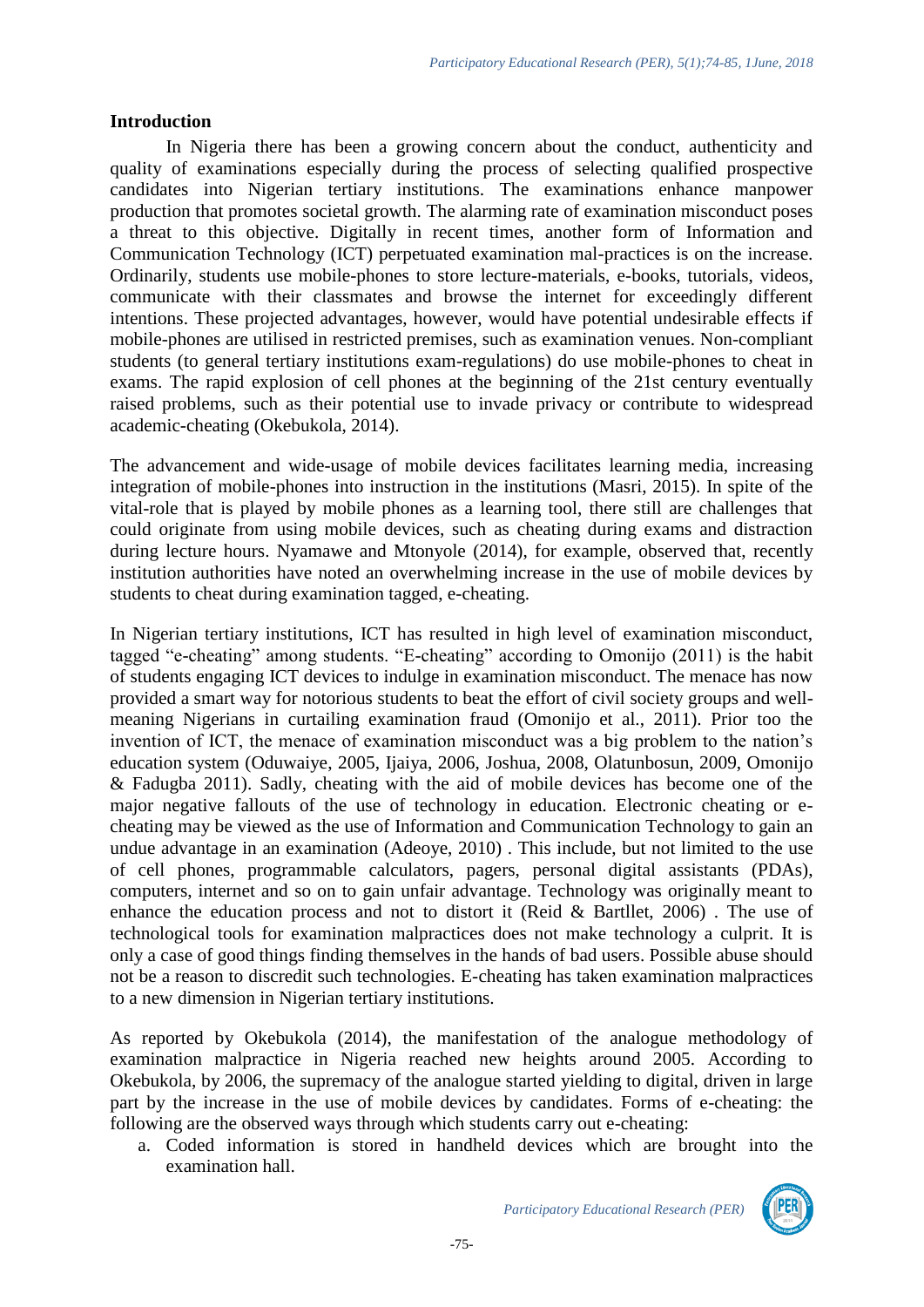## Introduction

In Nigeria there has been a growing concern about the conduct, authenticity and quality of examinations especially during the process of selecting qualified prospective candidates into Nigerian tertiary institutions. The examinations enhance manpower production that promotes societal growth. The alarming rate of examination misconduct poses a threat to this objective. Digitally in recent times, another form of Information and Communication Technology (ICT) perpetuated examination mal-practices is on the increase. Ordinarily, students use mobile-phones to store lecture-materials, e-books, tutorials, videos, communicate with their classmates and browse the internet for exceedingly different intentions. These projected advantages, however, would have potential undesirable effects if mobile-phones are utilised in restricted premises, such as examination venues. Non-compliant students (to general tertiary institutions exam-regulations) do use mobile-phones to cheat in exams. The rapid explosion of cell phones at the beginning of the 21st century eventually raised problems, such as their potential use to invade privacy or contribute to widespread academic-cheating (Okebukola, 2014).

The advancement and wide-usage of mobile devices facilitates learning media, increasing integration of mobile-phones into instruction in the institutions (Masri, 2015). In spite of the vital-role that is played by mobile phones as a learning tool, there still are challenges that could originate from using mobile devices, such as cheating during exams and distraction during lecture hours. Nyamawe and Mtonyole (2014), for example, observed that, recently institution authorities have noted an overwhelming increase in the use of mobile devices by students to cheat during examination tagged, e-cheating.

In Nigerian tertiary institutions, ICT has resulted in high level of examination misconduct, tagged "e-cheating" among students. "E-cheating" according to Omonijo (2011) is the habit of students engaging ICT devices to indulge in examination misconduct. The menace has now provided a smart way for notorious students to beat the effort of civil society groups and well-meaning Nigerians in curtailing examination fraud (Omonijo et al., 2011). Prior too the invention of ICT, the menace of examination misconduct was a big problem to the nation's education system (Oduwaiye, 2005, Ijaiya, 2006, Joshua, 2008, Olatunbosun, 2009, Omonijo & Fadugba 2011). Sadly, cheating with the aid of mobile devices has become one of the major negative fallouts of the use of technology in education. Electronic cheating or e-cheating may be viewed as the use of Information and Communication Technology to gain an undue advantage in an examination (Adeoye, 2010) . This include, but not limited to the use of cell phones, programmable calculators, pagers, personal digital assistants (PDAs), computers, internet and so on to gain unfair advantage. Technology was originally meant to enhance the education process and not to distort it (Reid & Bartllet, 2006) . The use of technological tools for examination malpractices does not make technology a culprit. It is only a case of good things finding themselves in the hands of bad users. Possible abuse should not be a reason to discredit such technologies. E-cheating has taken examination malpractices to a new dimension in Nigerian tertiary institutions.

As reported by Okebukola (2014), the manifestation of the analogue methodology of examination malpractice in Nigeria reached new heights around 2005. According to Okebukola, by 2006, the supremacy of the analogue started yielding to digital, driven in large part by the increase in the use of mobile devices by candidates. Forms of e-cheating: the following are the observed ways through which students carry out e-cheating:

a. Coded information is stored in handheld devices which are brought into the examination hall.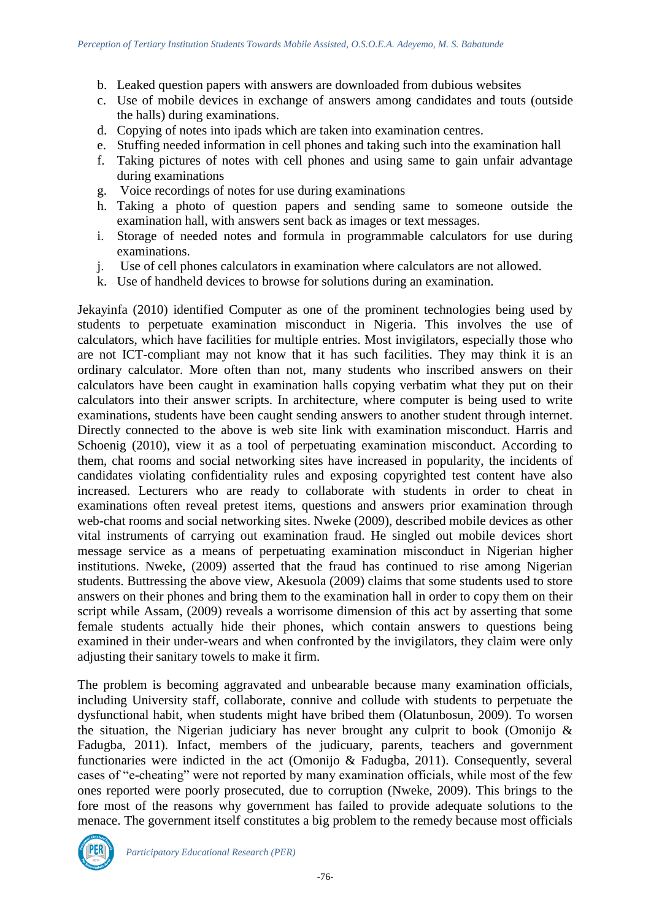b. Leaked question papers with answers are downloaded from dubious websites
c. Use of mobile devices in exchange of answers among candidates and touts (outside the halls) during examinations.
d. Copying of notes into ipads which are taken into examination centres.
e. Stuffing needed information in cell phones and taking such into the examination hall
f. Taking pictures of notes with cell phones and using same to gain unfair advantage during examinations
g. Voice recordings of notes for use during examinations
h. Taking a photo of question papers and sending same to someone outside the examination hall, with answers sent back as images or text messages.
i. Storage of needed notes and formula in programmable calculators for use during examinations.
j. Use of cell phones calculators in examination where calculators are not allowed.
k. Use of handheld devices to browse for solutions during an examination.

Jekayinfa (2010) identified Computer as one of the prominent technologies being used by students to perpetuate examination misconduct in Nigeria. This involves the use of calculators, which have facilities for multiple entries. Most invigilators, especially those who are not ICT-compliant may not know that it has such facilities. They may think it is an ordinary calculator. More often than not, many students who inscribed answers on their calculators have been caught in examination halls copying verbatim what they put on their calculators into their answer scripts. In architecture, where computer is being used to write examinations, students have been caught sending answers to another student through internet. Directly connected to the above is web site link with examination misconduct. Harris and Schoenig (2010), view it as a tool of perpetuating examination misconduct. According to them, chat rooms and social networking sites have increased in popularity, the incidents of candidates violating confidentiality rules and exposing copyrighted test content have also increased. Lecturers who are ready to collaborate with students in order to cheat in examinations often reveal pretest items, questions and answers prior examination through web-chat rooms and social networking sites. Nweke (2009), described mobile devices as other vital instruments of carrying out examination fraud. He singled out mobile devices short message service as a means of perpetuating examination misconduct in Nigerian higher institutions. Nweke, (2009) asserted that the fraud has continued to rise among Nigerian students. Buttressing the above view, Akesuola (2009) claims that some students used to store answers on their phones and bring them to the examination hall in order to copy them on their script while Assam, (2009) reveals a worrisome dimension of this act by asserting that some female students actually hide their phones, which contain answers to questions being examined in their under-wears and when confronted by the invigilators, they claim were only adjusting their sanitary towels to make it firm.

The problem is becoming aggravated and unbearable because many examination officials, including University staff, collaborate, connive and collude with students to perpetuate the dysfunctional habit, when students might have bribed them (Olatunbosun, 2009). To worsen the situation, the Nigerian judiciary has never brought any culprit to book (Omonijo & Fadugba, 2011). Infact, members of the judicuary, parents, teachers and government functionaries were indicted in the act (Omonijo & Fadugba, 2011). Consequently, several cases of "e-cheating" were not reported by many examination officials, while most of the few ones reported were poorly prosecuted, due to corruption (Nweke, 2009). This brings to the fore most of the reasons why government has failed to provide adequate solutions to the menace. The government itself constitutes a big problem to the remedy because most officials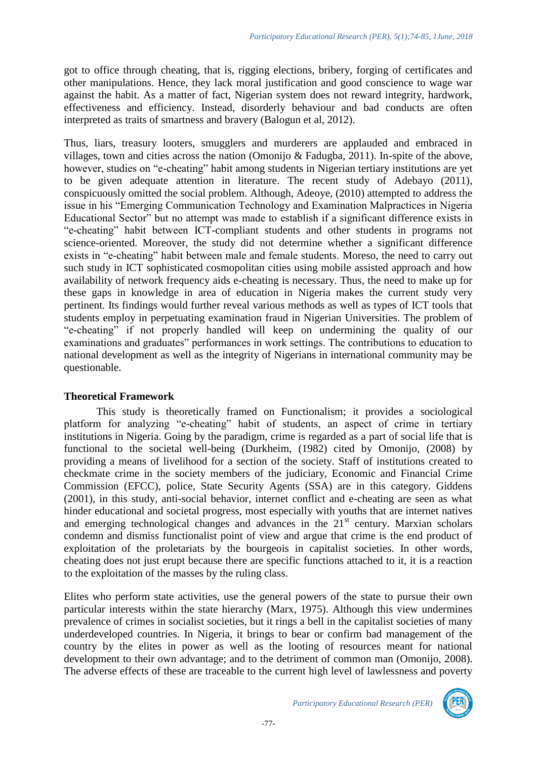got to office through cheating, that is, rigging elections, bribery, forging of certificates and other manipulations. Hence, they lack moral justification and good conscience to wage war against the habit. As a matter of fact, Nigerian system does not reward integrity, hardwork, effectiveness and efficiency. Instead, disorderly behaviour and bad conducts are often interpreted as traits of smartness and bravery (Balogun et al, 2012).

Thus, liars, treasury looters, smugglers and murderers are applauded and embraced in villages, town and cities across the nation (Omonijo & Fadugba, 2011). In-spite of the above, however, studies on "e-cheating" habit among students in Nigerian tertiary institutions are yet to be given adequate attention in literature. The recent study of Adebayo (2011), conspicuously omitted the social problem. Although, Adeoye, (2010) attempted to address the issue in his "Emerging Communication Technology and Examination Malpractices in Nigeria Educational Sector" but no attempt was made to establish if a significant difference exists in "e-cheating" habit between ICT-compliant students and other students in programs not science-oriented. Moreover, the study did not determine whether a significant difference exists in "e-cheating" habit between male and female students. Moreso, the need to carry out such study in ICT sophisticated cosmopolitan cities using mobile assisted approach and how availability of network frequency aids e-cheating is necessary. Thus, the need to make up for these gaps in knowledge in area of education in Nigeria makes the current study very pertinent. Its findings would further reveal various methods as well as types of ICT tools that students employ in perpetuating examination fraud in Nigerian Universities. The problem of "e-cheating" if not properly handled will keep on undermining the quality of our examinations and graduates‟ performances in work settings. The contributions to education to national development as well as the integrity of Nigerians in international community may be questionable.

## Theoretical Framework

This study is theoretically framed on Functionalism; it provides a sociological platform for analyzing "e-cheating" habit of students, an aspect of crime in tertiary institutions in Nigeria. Going by the paradigm, crime is regarded as a part of social life that is functional to the societal well-being (Durkheim, (1982) cited by Omonijo, (2008) by providing a means of livelihood for a section of the society. Staff of institutions created to checkmate crime in the society members of the judiciary, Economic and Financial Crime Commission (EFCC), police, State Security Agents (SSA) are in this category. Giddens (2001), in this study, anti-social behavior, internet conflict and e-cheating are seen as what hinder educational and societal progress, most especially with youths that are internet natives and emerging technological changes and advances in the 21st century. Marxian scholars condemn and dismiss functionalist point of view and argue that crime is the end product of exploitation of the proletariats by the bourgeois in capitalist societies. In other words, cheating does not just erupt because there are specific functions attached to it, it is a reaction to the exploitation of the masses by the ruling class.

Elites who perform state activities, use the general powers of the state to pursue their own particular interests within the state hierarchy (Marx, 1975). Although this view undermines prevalence of crimes in socialist societies, but it rings a bell in the capitalist societies of many underdeveloped countries. In Nigeria, it brings to bear or confirm bad management of the country by the elites in power as well as the looting of resources meant for national development to their own advantage; and to the detriment of common man (Omonijo, 2008). The adverse effects of these are traceable to the current high level of lawlessness and poverty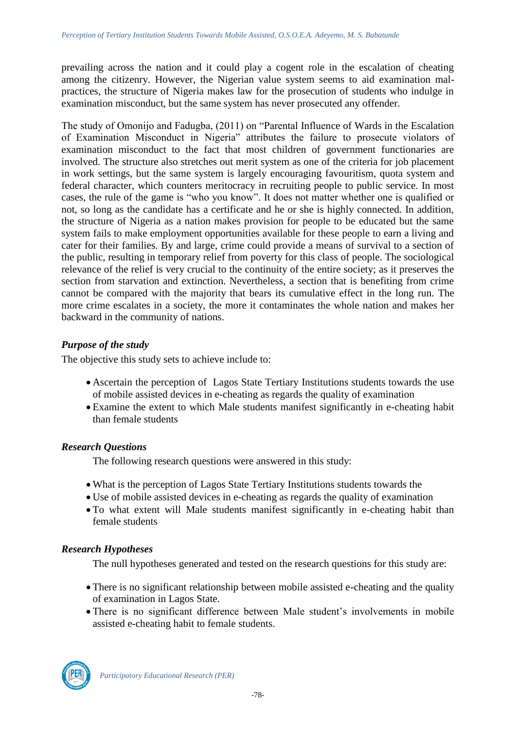prevailing across the nation and it could play a cogent role in the escalation of cheating among the citizenry. However, the Nigerian value system seems to aid examination mal-practices, the structure of Nigeria makes law for the prosecution of students who indulge in examination misconduct, but the same system has never prosecuted any offender.

The study of Omonijo and Fadugba, (2011) on "Parental Influence of Wards in the Escalation of Examination Misconduct in Nigeria" attributes the failure to prosecute violators of examination misconduct to the fact that most children of government functionaries are involved. The structure also stretches out merit system as one of the criteria for job placement in work settings, but the same system is largely encouraging favouritism, quota system and federal character, which counters meritocracy in recruiting people to public service. In most cases, the rule of the game is "who you know". It does not matter whether one is qualified or not, so long as the candidate has a certificate and he or she is highly connected. In addition, the structure of Nigeria as a nation makes provision for people to be educated but the same system fails to make employment opportunities available for these people to earn a living and cater for their families. By and large, crime could provide a means of survival to a section of the public, resulting in temporary relief from poverty for this class of people. The sociological relevance of the relief is very crucial to the continuity of the entire society; as it preserves the section from starvation and extinction. Nevertheless, a section that is benefiting from crime cannot be compared with the majority that bears its cumulative effect in the long run. The more crime escalates in a society, the more it contaminates the whole nation and makes her backward in the community of nations.

### *Purpose of the study*

The objective this study sets to achieve include to:

- Ascertain the perception of Lagos State Tertiary Institutions students towards the use of mobile assisted devices in e-cheating as regards the quality of examination
- Examine the extent to which Male students manifest significantly in e-cheating habit than female students

### *Research Questions*

The following research questions were answered in this study:

- What is the perception of Lagos State Tertiary Institutions students towards the
- Use of mobile assisted devices in e-cheating as regards the quality of examination
- To what extent will Male students manifest significantly in e-cheating habit than female students

### *Research Hypotheses*

The null hypotheses generated and tested on the research questions for this study are:

- There is no significant relationship between mobile assisted e-cheating and the quality of examination in Lagos State.
- There is no significant difference between Male student's involvements in mobile assisted e-cheating habit to female students.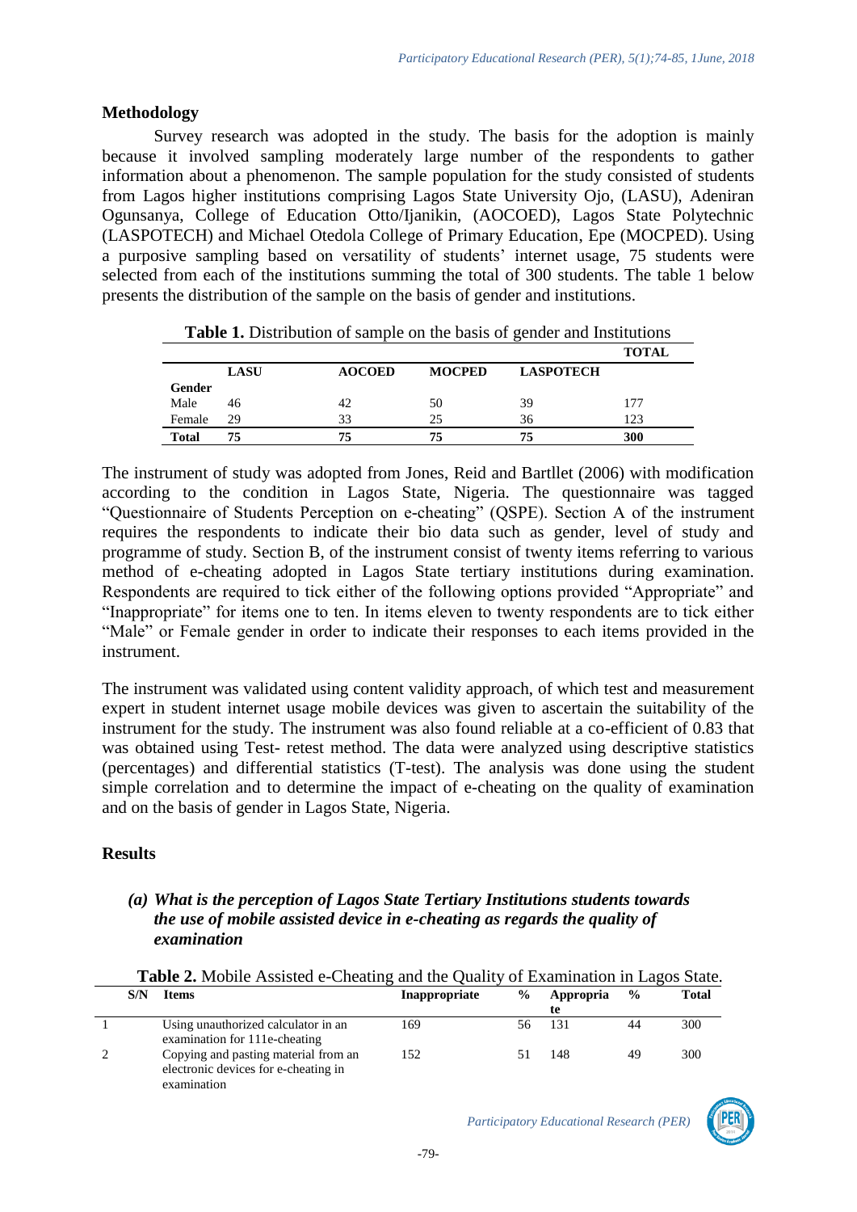## Methodology

Survey research was adopted in the study. The basis for the adoption is mainly because it involved sampling moderately large number of the respondents to gather information about a phenomenon. The sample population for the study consisted of students from Lagos higher institutions comprising Lagos State University Ojo, (LASU), Adeniran Ogunsanya, College of Education Otto/Ijanikin, (AOCOED), Lagos State Polytechnic (LASPOTECH) and Michael Otedola College of Primary Education, Epe (MOCPED). Using a purposive sampling based on versatility of students' internet usage, 75 students were selected from each of the institutions summing the total of 300 students. The table 1 below presents the distribution of the sample on the basis of gender and institutions.

**Table 1.** Distribution of sample on the basis of gender and Institutions

| | LASU | AOCOED | MOCPED | LASPOTECH | TOTAL |
|---|---|---|---|---|---|
| **Gender** | | | | | |
| Male | 46 | 42 | 50 | 39 | 177 |
| Female | 29 | 33 | 25 | 36 | 123 |
| **Total** | **75** | **75** | **75** | **75** | **300** |

The instrument of study was adopted from Jones, Reid and Bartllet (2006) with modification according to the condition in Lagos State, Nigeria. The questionnaire was tagged "Questionnaire of Students Perception on e-cheating" (QSPE). Section A of the instrument requires the respondents to indicate their bio data such as gender, level of study and programme of study. Section B, of the instrument consist of twenty items referring to various method of e-cheating adopted in Lagos State tertiary institutions during examination. Respondents are required to tick either of the following options provided "Appropriate" and "Inappropriate" for items one to ten. In items eleven to twenty respondents are to tick either "Male" or Female gender in order to indicate their responses to each items provided in the instrument.

The instrument was validated using content validity approach, of which test and measurement expert in student internet usage mobile devices was given to ascertain the suitability of the instrument for the study. The instrument was also found reliable at a co-efficient of 0.83 that was obtained using Test- retest method. The data were analyzed using descriptive statistics (percentages) and differential statistics (T-test). The analysis was done using the student simple correlation and to determine the impact of e-cheating on the quality of examination and on the basis of gender in Lagos State, Nigeria.

## Results

*(a)* ***What is the perception of Lagos State Tertiary Institutions students towards the use of mobile assisted device in e-cheating as regards the quality of examination***

**Table 2.** Mobile Assisted e-Cheating and the Quality of Examination in Lagos State.

| S/N | Items | Inappropriate | % | Appropriate | % | Total |
|---|---|---|---|---|---|---|
| 1 | Using unauthorized calculator in an examination for 111e-cheating | 169 | 56 | 131 | 44 | 300 |
| 2 | Copying and pasting material from an electronic devices for e-cheating in examination | 152 | 51 | 148 | 49 | 300 |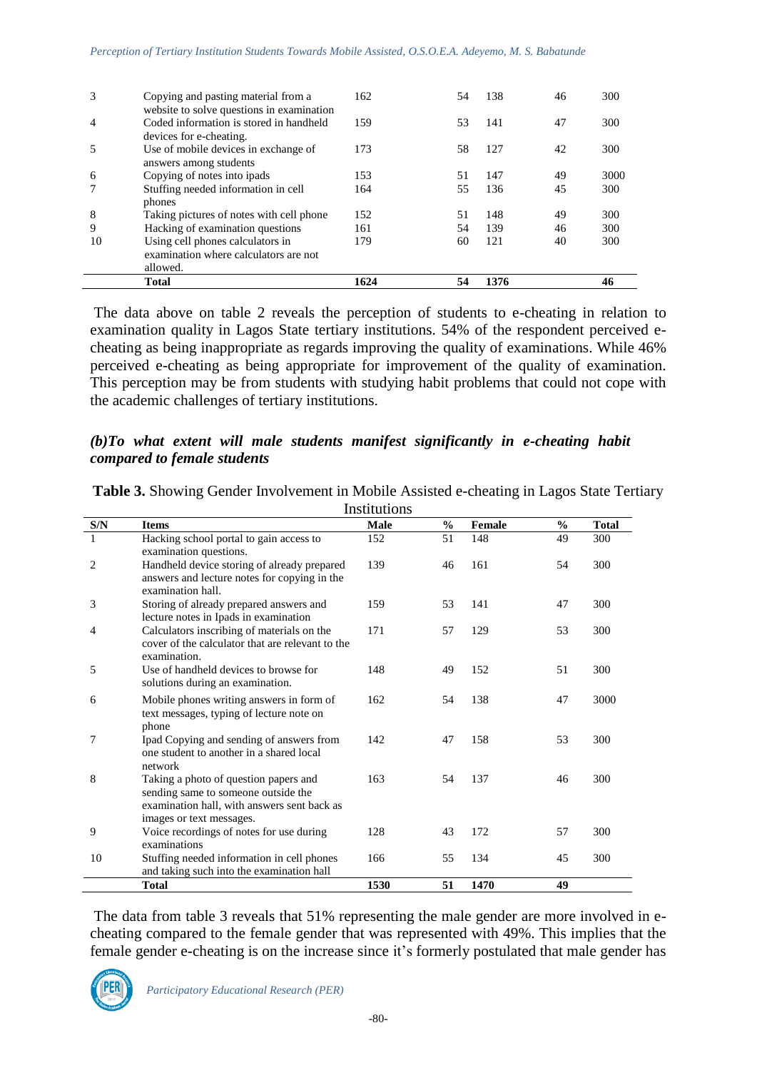| | | | | | | |
|---|---|---|---|---|---|---|
| 3 | Copying and pasting material from a website to solve questions in examination | 162 | 54 | 138 | 46 | 300 |
| 4 | Coded information is stored in handheld devices for e-cheating. | 159 | 53 | 141 | 47 | 300 |
| 5 | Use of mobile devices in exchange of answers among students | 173 | 58 | 127 | 42 | 300 |
| 6 | Copying of notes into ipads | 153 | 51 | 147 | 49 | 3000 |
| 7 | Stuffing needed information in cell phones | 164 | 55 | 136 | 45 | 300 |
| 8 | Taking pictures of notes with cell phone | 152 | 51 | 148 | 49 | 300 |
| 9 | Hacking of examination questions | 161 | 54 | 139 | 46 | 300 |
| 10 | Using cell phones calculators in examination where calculators are not allowed. | 179 | 60 | 121 | 40 | 300 |
| | **Total** | **1624** | **54** | **1376** | | **46** |

The data above on table 2 reveals the perception of students to e-cheating in relation to examination quality in Lagos State tertiary institutions. 54% of the respondent perceived e-cheating as being inappropriate as regards improving the quality of examinations. While 46% perceived e-cheating as being appropriate for improvement of the quality of examination. This perception may be from students with studying habit problems that could not cope with the academic challenges of tertiary institutions.

### *(b)To what extent will male students manifest significantly in e-cheating habit compared to female students*

**Table 3.** Showing Gender Involvement in Mobile Assisted e-cheating in Lagos State Tertiary Institutions

| S/N | Items | Male | % | Female | % | Total |
|---|---|---|---|---|---|---|
| 1 | Hacking school portal to gain access to examination questions. | 152 | 51 | 148 | 49 | 300 |
| 2 | Handheld device storing of already prepared answers and lecture notes for copying in the examination hall. | 139 | 46 | 161 | 54 | 300 |
| 3 | Storing of already prepared answers and lecture notes in Ipads in examination | 159 | 53 | 141 | 47 | 300 |
| 4 | Calculators inscribing of materials on the cover of the calculator that are relevant to the examination. | 171 | 57 | 129 | 53 | 300 |
| 5 | Use of handheld devices to browse for solutions during an examination. | 148 | 49 | 152 | 51 | 300 |
| 6 | Mobile phones writing answers in form of text messages, typing of lecture note on phone | 162 | 54 | 138 | 47 | 3000 |
| 7 | Ipad Copying and sending of answers from one student to another in a shared local network | 142 | 47 | 158 | 53 | 300 |
| 8 | Taking a photo of question papers and sending same to someone outside the examination hall, with answers sent back as images or text messages. | 163 | 54 | 137 | 46 | 300 |
| 9 | Voice recordings of notes for use during examinations | 128 | 43 | 172 | 57 | 300 |
| 10 | Stuffing needed information in cell phones and taking such into the examination hall | 166 | 55 | 134 | 45 | 300 |
| | **Total** | **1530** | **51** | **1470** | **49** | |

The data from table 3 reveals that 51% representing the male gender are more involved in e-cheating compared to the female gender that was represented with 49%. This implies that the female gender e-cheating is on the increase since it's formerly postulated that male gender has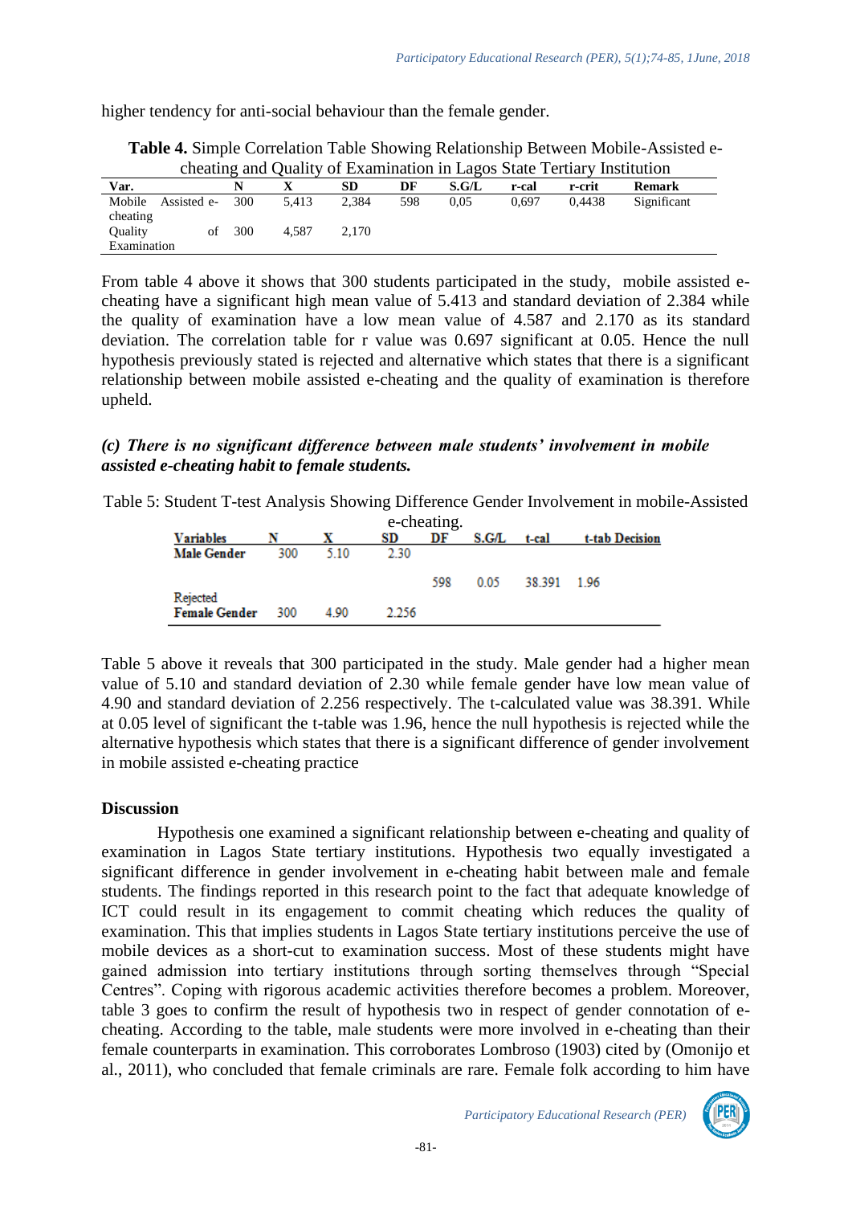higher tendency for anti-social behaviour than the female gender.

**Table 4.** Simple Correlation Table Showing Relationship Between Mobile-Assisted e-cheating and Quality of Examination in Lagos State Tertiary Institution

| Var. | N | X | SD | DF | S.G/L | r-cal | r-crit | Remark |
|---|---|---|---|---|---|---|---|---|
| Mobile Assisted e-cheating | 300 | 5,413 | 2,384 | 598 | 0,05 | 0,697 | 0,4438 | Significant |
| Quality of Examination | 300 | 4,587 | 2,170 | | | | | |

From table 4 above it shows that 300 students participated in the study, mobile assisted e-cheating have a significant high mean value of 5.413 and standard deviation of 2.384 while the quality of examination have a low mean value of 4.587 and 2.170 as its standard deviation. The correlation table for r value was 0.697 significant at 0.05. Hence the null hypothesis previously stated is rejected and alternative which states that there is a significant relationship between mobile assisted e-cheating and the quality of examination is therefore upheld.

***(c) There is no significant difference between male students' involvement in mobile assisted e-cheating habit to female students.***

Table 5: Student T-test Analysis Showing Difference Gender Involvement in mobile-Assisted e-cheating.

| Variables | N | X | SD | DF | S.G/L | t-cal | t-tab | Decision |
|---|---|---|---|---|---|---|---|---|
| **Male Gender** | 300 | 5.10 | 2.30 | | | | | |
| | | | | 598 | 0.05 | 38.391 | 1.96 | Rejected |
| **Female Gender** | 300 | 4.90 | 2.256 | | | | | |

Table 5 above it reveals that 300 participated in the study. Male gender had a higher mean value of 5.10 and standard deviation of 2.30 while female gender have low mean value of 4.90 and standard deviation of 2.256 respectively. The t-calculated value was 38.391. While at 0.05 level of significant the t-table was 1.96, hence the null hypothesis is rejected while the alternative hypothesis which states that there is a significant difference of gender involvement in mobile assisted e-cheating practice

**Discussion**

Hypothesis one examined a significant relationship between e-cheating and quality of examination in Lagos State tertiary institutions. Hypothesis two equally investigated a significant difference in gender involvement in e-cheating habit between male and female students. The findings reported in this research point to the fact that adequate knowledge of ICT could result in its engagement to commit cheating which reduces the quality of examination. This that implies students in Lagos State tertiary institutions perceive the use of mobile devices as a short-cut to examination success. Most of these students might have gained admission into tertiary institutions through sorting themselves through "Special Centres". Coping with rigorous academic activities therefore becomes a problem. Moreover, table 3 goes to confirm the result of hypothesis two in respect of gender connotation of e-cheating. According to the table, male students were more involved in e-cheating than their female counterparts in examination. This corroborates Lombroso (1903) cited by (Omonijo et al., 2011), who concluded that female criminals are rare. Female folk according to him have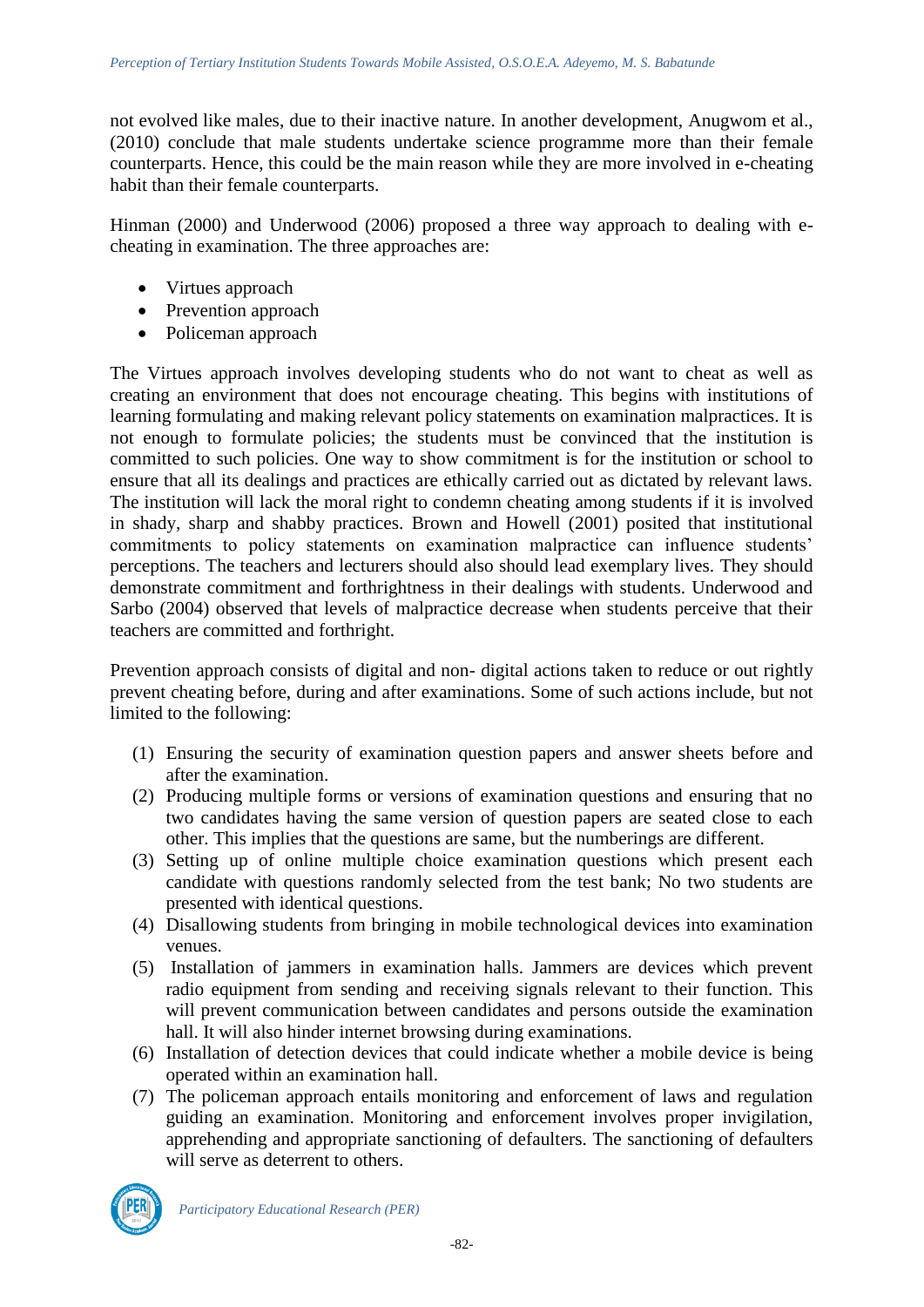not evolved like males, due to their inactive nature. In another development, Anugwom et al., (2010) conclude that male students undertake science programme more than their female counterparts. Hence, this could be the main reason while they are more involved in e-cheating habit than their female counterparts.

Hinman (2000) and Underwood (2006) proposed a three way approach to dealing with e-cheating in examination. The three approaches are:

- Virtues approach
- Prevention approach
- Policeman approach

The Virtues approach involves developing students who do not want to cheat as well as creating an environment that does not encourage cheating. This begins with institutions of learning formulating and making relevant policy statements on examination malpractices. It is not enough to formulate policies; the students must be convinced that the institution is committed to such policies. One way to show commitment is for the institution or school to ensure that all its dealings and practices are ethically carried out as dictated by relevant laws. The institution will lack the moral right to condemn cheating among students if it is involved in shady, sharp and shabby practices. Brown and Howell (2001) posited that institutional commitments to policy statements on examination malpractice can influence students' perceptions. The teachers and lecturers should also should lead exemplary lives. They should demonstrate commitment and forthrightness in their dealings with students. Underwood and Sarbo (2004) observed that levels of malpractice decrease when students perceive that their teachers are committed and forthright.

Prevention approach consists of digital and non- digital actions taken to reduce or out rightly prevent cheating before, during and after examinations. Some of such actions include, but not limited to the following:

(1) Ensuring the security of examination question papers and answer sheets before and after the examination.
(2) Producing multiple forms or versions of examination questions and ensuring that no two candidates having the same version of question papers are seated close to each other. This implies that the questions are same, but the numberings are different.
(3) Setting up of online multiple choice examination questions which present each candidate with questions randomly selected from the test bank; No two students are presented with identical questions.
(4) Disallowing students from bringing in mobile technological devices into examination venues.
(5) Installation of jammers in examination halls. Jammers are devices which prevent radio equipment from sending and receiving signals relevant to their function. This will prevent communication between candidates and persons outside the examination hall. It will also hinder internet browsing during examinations.
(6) Installation of detection devices that could indicate whether a mobile device is being operated within an examination hall.
(7) The policeman approach entails monitoring and enforcement of laws and regulation guiding an examination. Monitoring and enforcement involves proper invigilation, apprehending and appropriate sanctioning of defaulters. The sanctioning of defaulters will serve as deterrent to others.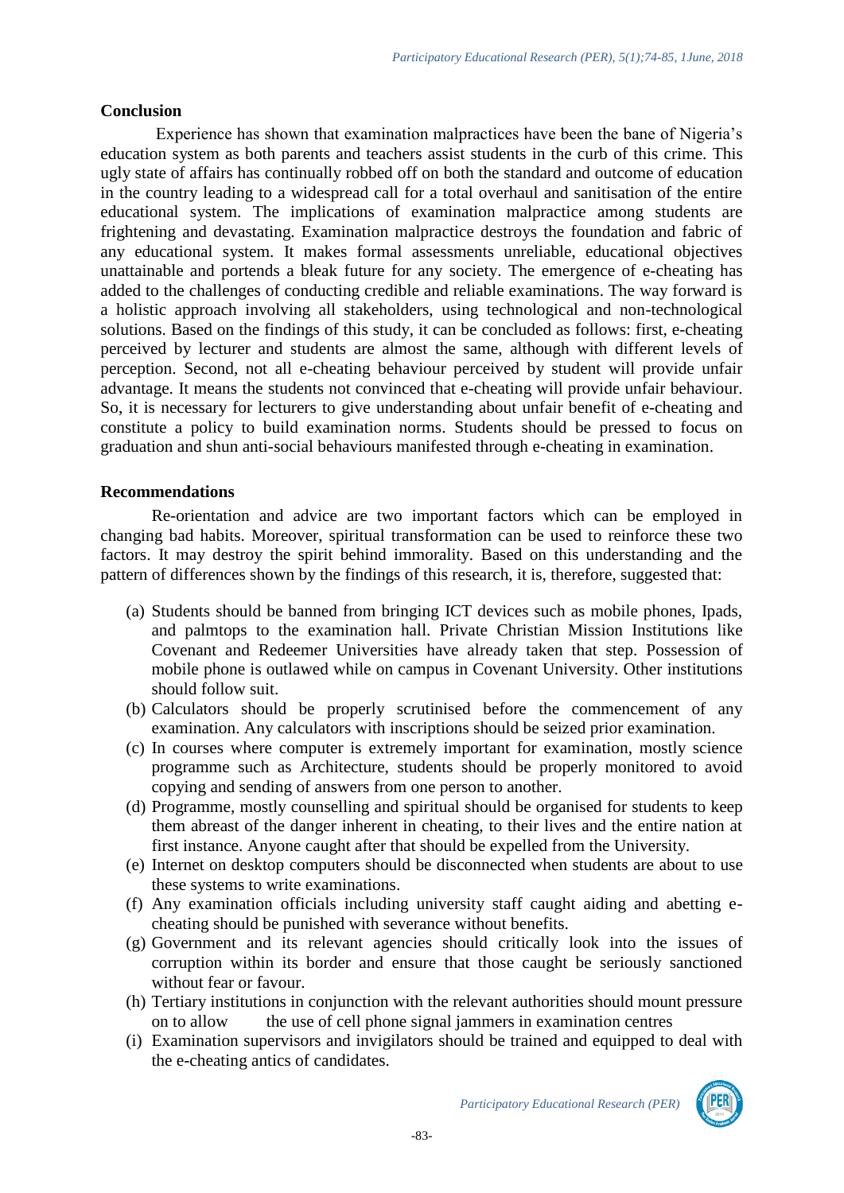## Conclusion

Experience has shown that examination malpractices have been the bane of Nigeria's education system as both parents and teachers assist students in the curb of this crime. This ugly state of affairs has continually robbed off on both the standard and outcome of education in the country leading to a widespread call for a total overhaul and sanitisation of the entire educational system. The implications of examination malpractice among students are frightening and devastating. Examination malpractice destroys the foundation and fabric of any educational system. It makes formal assessments unreliable, educational objectives unattainable and portends a bleak future for any society. The emergence of e-cheating has added to the challenges of conducting credible and reliable examinations. The way forward is a holistic approach involving all stakeholders, using technological and non-technological solutions. Based on the findings of this study, it can be concluded as follows: first, e-cheating perceived by lecturer and students are almost the same, although with different levels of perception. Second, not all e-cheating behaviour perceived by student will provide unfair advantage. It means the students not convinced that e-cheating will provide unfair behaviour. So, it is necessary for lecturers to give understanding about unfair benefit of e-cheating and constitute a policy to build examination norms. Students should be pressed to focus on graduation and shun anti-social behaviours manifested through e-cheating in examination.

## Recommendations

Re-orientation and advice are two important factors which can be employed in changing bad habits. Moreover, spiritual transformation can be used to reinforce these two factors. It may destroy the spirit behind immorality. Based on this understanding and the pattern of differences shown by the findings of this research, it is, therefore, suggested that:

(a) Students should be banned from bringing ICT devices such as mobile phones, Ipads, and palmtops to the examination hall. Private Christian Mission Institutions like Covenant and Redeemer Universities have already taken that step. Possession of mobile phone is outlawed while on campus in Covenant University. Other institutions should follow suit.
(b) Calculators should be properly scrutinised before the commencement of any examination. Any calculators with inscriptions should be seized prior examination.
(c) In courses where computer is extremely important for examination, mostly science programme such as Architecture, students should be properly monitored to avoid copying and sending of answers from one person to another.
(d) Programme, mostly counselling and spiritual should be organised for students to keep them abreast of the danger inherent in cheating, to their lives and the entire nation at first instance. Anyone caught after that should be expelled from the University.
(e) Internet on desktop computers should be disconnected when students are about to use these systems to write examinations.
(f) Any examination officials including university staff caught aiding and abetting e-cheating should be punished with severance without benefits.
(g) Government and its relevant agencies should critically look into the issues of corruption within its border and ensure that those caught be seriously sanctioned without fear or favour.
(h) Tertiary institutions in conjunction with the relevant authorities should mount pressure on to allow the use of cell phone signal jammers in examination centres
(i) Examination supervisors and invigilators should be trained and equipped to deal with the e-cheating antics of candidates.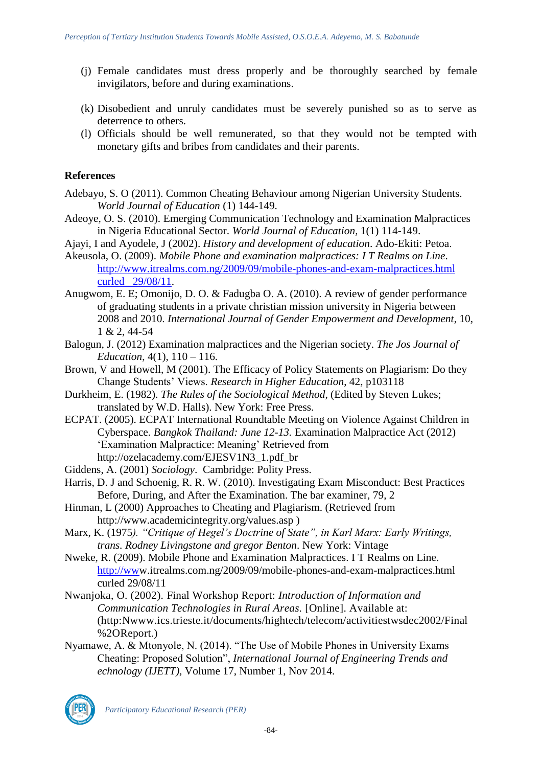(j) Female candidates must dress properly and be thoroughly searched by female invigilators, before and during examinations.

(k) Disobedient and unruly candidates must be severely punished so as to serve as deterrence to others.

(l) Officials should be well remunerated, so that they would not be tempted with monetary gifts and bribes from candidates and their parents.

## References

Adebayo, S. O (2011). Common Cheating Behaviour among Nigerian University Students. *World Journal of Education* (1) 144-149.

Adeoye, O. S. (2010). Emerging Communication Technology and Examination Malpractices in Nigeria Educational Sector. *World Journal of Education*, 1(1) 114-149.

Ajayi, I and Ayodele, J (2002). *History and development of education*. Ado-Ekiti: Petoa.

Akeusola, O. (2009). *Mobile Phone and examination malpractices: I T Realms on Line*. http://www.itrealms.com.ng/2009/09/mobile-phones-and-exam-malpractices.html curled 29/08/11.

Anugwom, E. E; Omonijo, D. O. & Fadugba O. A. (2010). A review of gender performance of graduating students in a private christian mission university in Nigeria between 2008 and 2010. *International Journal of Gender Empowerment and Development*, 10, 1 & 2, 44-54

Balogun, J. (2012) Examination malpractices and the Nigerian society. *The Jos Journal of Education*, 4(1), 110 – 116.

Brown, V and Howell, M (2001). The Efficacy of Policy Statements on Plagiarism: Do they Change Students' Views. *Research in Higher Education*, 42, p103118

Durkheim, E. (1982). *The Rules of the Sociological Method*, (Edited by Steven Lukes; translated by W.D. Halls). New York: Free Press.

ECPAT. (2005). ECPAT International Roundtable Meeting on Violence Against Children in Cyberspace. *Bangkok Thailand: June 12-13.* Examination Malpractice Act (2012) 'Examination Malpractice: Meaning' Retrieved from http://ozelacademy.com/EJESV1N3_1.pdf_br

Giddens, A. (2001) *Sociology*. Cambridge: Polity Press.

Harris, D. J and Schoenig, R. R. W. (2010). Investigating Exam Misconduct: Best Practices Before, During, and After the Examination. The bar examiner, 79, 2

Hinman, L (2000) Approaches to Cheating and Plagiarism. (Retrieved from http://www.academicintegrity.org/values.asp )

Marx, K. (1975*). "Critique of Hegel's Doctrine of State", in Karl Marx: Early Writings, trans. Rodney Livingstone and gregor Benton*. New York: Vintage

Nweke, R. (2009). Mobile Phone and Examination Malpractices. I T Realms on Line. http://www.itrealms.com.ng/2009/09/mobile-phones-and-exam-malpractices.html curled 29/08/11

Nwanjoka, O. (2002). Final Workshop Report: *Introduction of Information and Communication Technologies in Rural Areas.* [Online]. Available at: (http:Nwww.ics.trieste.it/documents/hightech/telecom/activitiestwsdec2002/Final %2OReport.)

Nyamawe, A. & Mtonyole, N. (2014). "The Use of Mobile Phones in University Exams Cheating: Proposed Solution", *International Journal of Engineering Trends and echnology (IJETT),* Volume 17, Number 1, Nov 2014.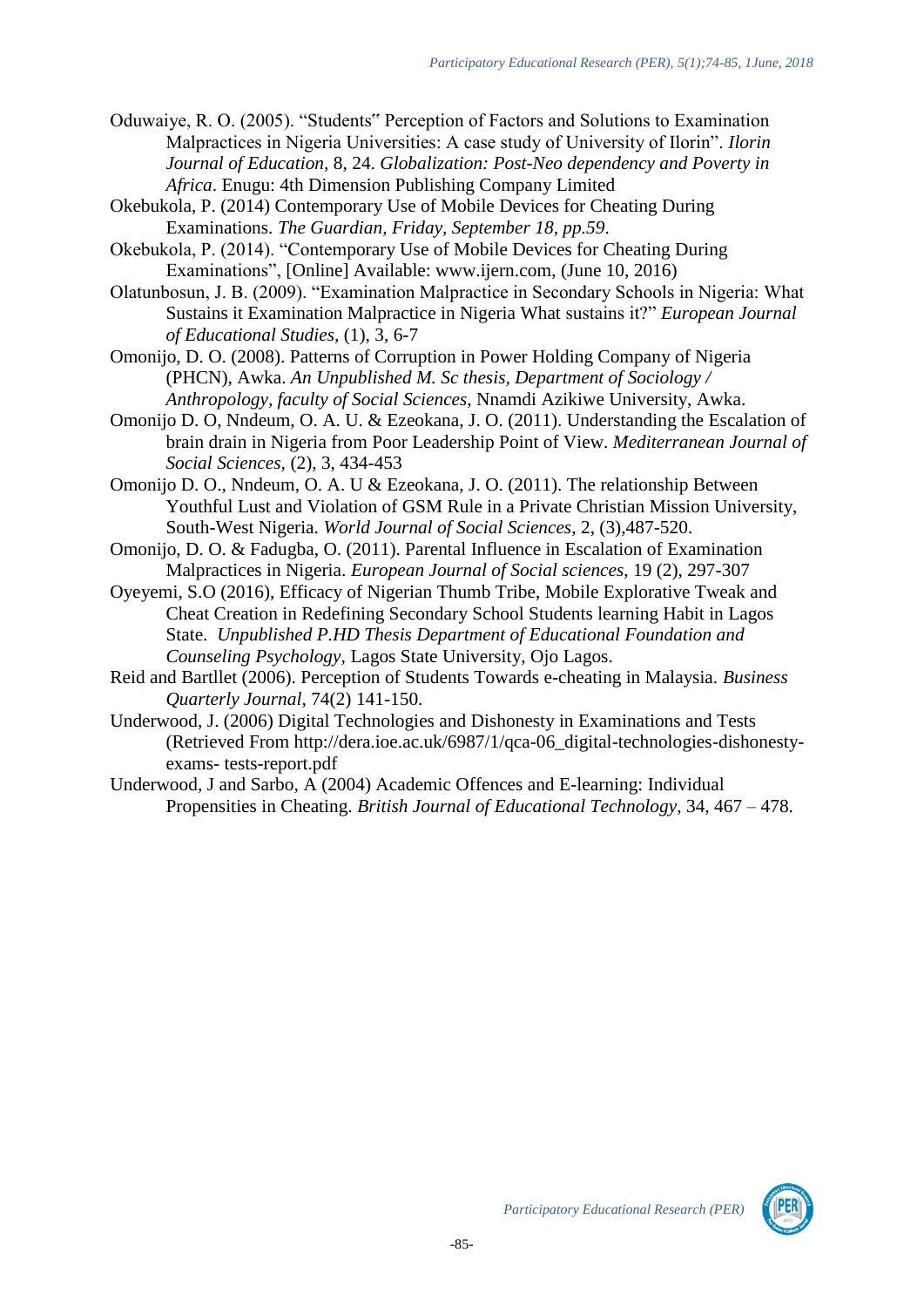Oduwaiye, R. O. (2005). "Students" Perception of Factors and Solutions to Examination Malpractices in Nigeria Universities: A case study of University of Ilorin". *Ilorin Journal of Education,* 8, 24. *Globalization: Post-Neo dependency and Poverty in Africa*. Enugu: 4th Dimension Publishing Company Limited

Okebukola, P. (2014) Contemporary Use of Mobile Devices for Cheating During Examinations. *The Guardian, Friday, September 18, pp.59*.

Okebukola, P. (2014). "Contemporary Use of Mobile Devices for Cheating During Examinations", [Online] Available: www.ijern.com, (June 10, 2016)

Olatunbosun, J. B. (2009). "Examination Malpractice in Secondary Schools in Nigeria: What Sustains it Examination Malpractice in Nigeria What sustains it?" *European Journal of Educational Studies,* (1), 3, 6-7

Omonijo, D. O. (2008). Patterns of Corruption in Power Holding Company of Nigeria (PHCN), Awka. *An Unpublished M. Sc thesis, Department of Sociology / Anthropology, faculty of Social Sciences,* Nnamdi Azikiwe University, Awka.

Omonijo D. O, Nndeum, O. A. U. & Ezeokana, J. O. (2011). Understanding the Escalation of brain drain in Nigeria from Poor Leadership Point of View. *Mediterranean Journal of Social Sciences,* (2), 3, 434-453

Omonijo D. O., Nndeum, O. A. U & Ezeokana, J. O. (2011). The relationship Between Youthful Lust and Violation of GSM Rule in a Private Christian Mission University, South-West Nigeria. *World Journal of Social Sciences,* 2, (3),487-520.

Omonijo, D. O. & Fadugba, O. (2011). Parental Influence in Escalation of Examination Malpractices in Nigeria. *European Journal of Social sciences,* 19 (2), 297-307

Oyeyemi, S.O (2016), Efficacy of Nigerian Thumb Tribe, Mobile Explorative Tweak and Cheat Creation in Redefining Secondary School Students learning Habit in Lagos State. *Unpublished P.HD Thesis Department of Educational Foundation and Counseling Psychology,* Lagos State University, Ojo Lagos.

Reid and Bartllet (2006). Perception of Students Towards e-cheating in Malaysia. *Business Quarterly Journal,* 74(2) 141-150.

Underwood, J. (2006) Digital Technologies and Dishonesty in Examinations and Tests (Retrieved From http://dera.ioe.ac.uk/6987/1/qca-06_digital-technologies-dishonesty-exams- tests-report.pdf

Underwood, J and Sarbo, A (2004) Academic Offences and E-learning: Individual Propensities in Cheating. *British Journal of Educational Technology*, 34, 467 – 478.